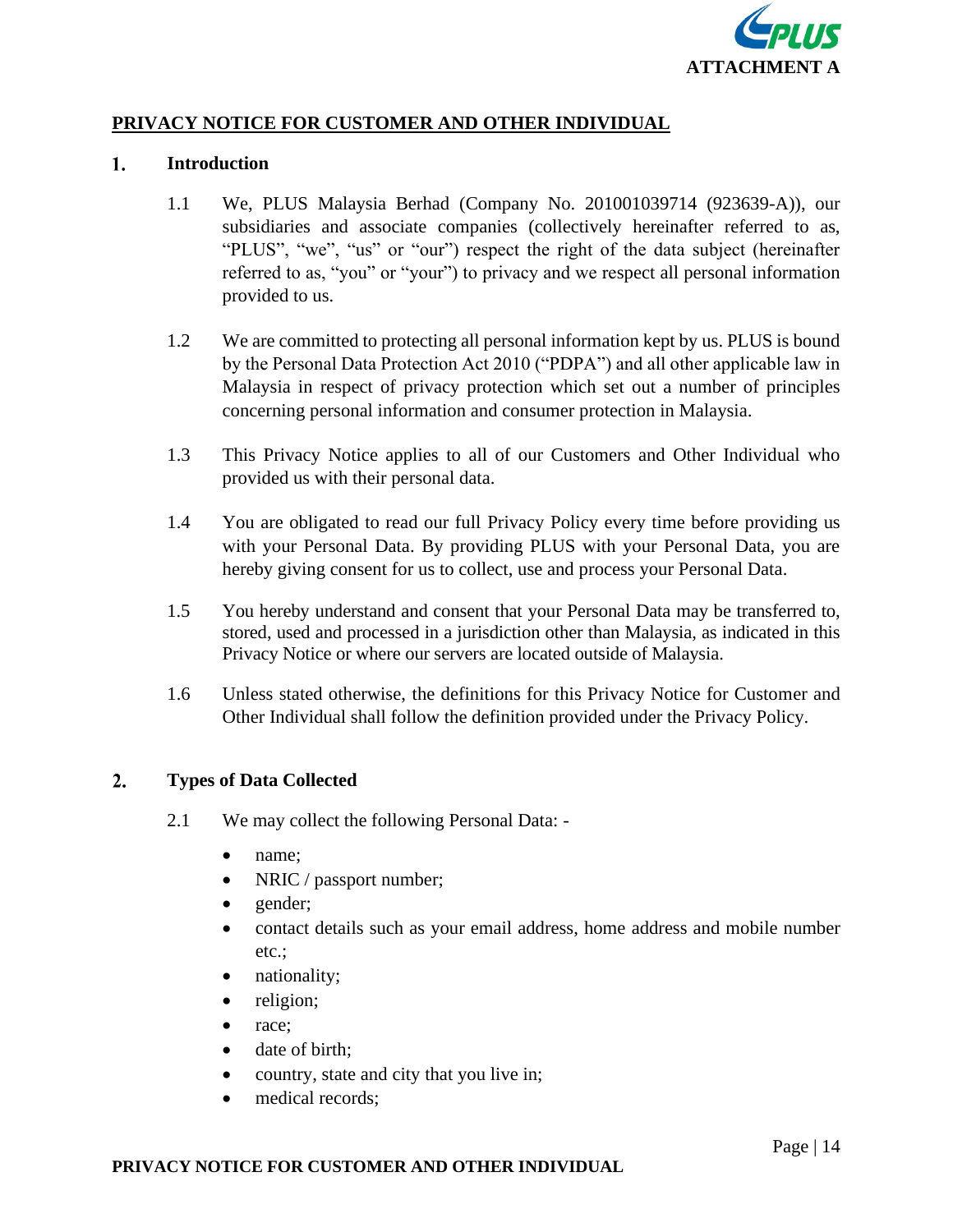**ATTACHMENT A**

# PRIVACY NOTICE FOR CUSTOMER AND OTHER INDIVIDUAL

## 1. Introduction

1.1 We, PLUS Malaysia Berhad (Company No. 201001039714 (923639-A)), our subsidiaries and associate companies (collectively hereinafter referred to as, "PLUS", "we", "us" or "our") respect the right of the data subject (hereinafter referred to as, "you" or "your") to privacy and we respect all personal information provided to us.

1.2 We are committed to protecting all personal information kept by us. PLUS is bound by the Personal Data Protection Act 2010 ("PDPA") and all other applicable law in Malaysia in respect of privacy protection which set out a number of principles concerning personal information and consumer protection in Malaysia.

1.3 This Privacy Notice applies to all of our Customers and Other Individual who provided us with their personal data.

1.4 You are obligated to read our full Privacy Policy every time before providing us with your Personal Data. By providing PLUS with your Personal Data, you are hereby giving consent for us to collect, use and process your Personal Data.

1.5 You hereby understand and consent that your Personal Data may be transferred to, stored, used and processed in a jurisdiction other than Malaysia, as indicated in this Privacy Notice or where our servers are located outside of Malaysia.

1.6 Unless stated otherwise, the definitions for this Privacy Notice for Customer and Other Individual shall follow the definition provided under the Privacy Policy.

## 2. Types of Data Collected

2.1 We may collect the following Personal Data: -

- name;
- NRIC / passport number;
- gender;
- contact details such as your email address, home address and mobile number etc.;
- nationality;
- religion;
- race;
- date of birth;
- country, state and city that you live in;
- medical records;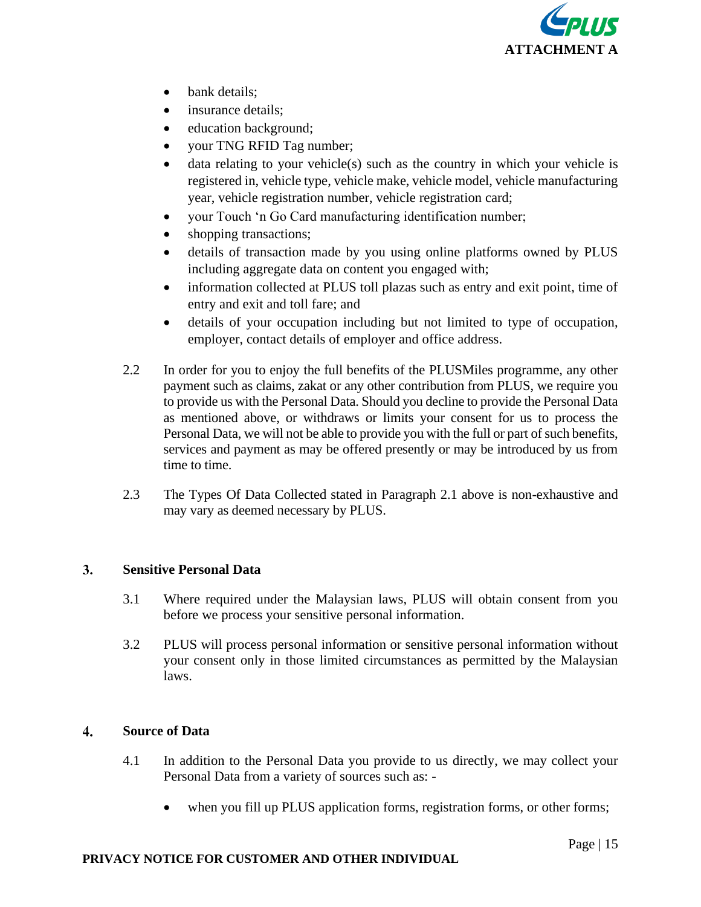- bank details;
- insurance details;
- education background;
- your TNG RFID Tag number;
- data relating to your vehicle(s) such as the country in which your vehicle is registered in, vehicle type, vehicle make, vehicle model, vehicle manufacturing year, vehicle registration number, vehicle registration card;
- your Touch 'n Go Card manufacturing identification number;
- shopping transactions;
- details of transaction made by you using online platforms owned by PLUS including aggregate data on content you engaged with;
- information collected at PLUS toll plazas such as entry and exit point, time of entry and exit and toll fare; and
- details of your occupation including but not limited to type of occupation, employer, contact details of employer and office address.

2.2 In order for you to enjoy the full benefits of the PLUSMiles programme, any other payment such as claims, zakat or any other contribution from PLUS, we require you to provide us with the Personal Data. Should you decline to provide the Personal Data as mentioned above, or withdraws or limits your consent for us to process the Personal Data, we will not be able to provide you with the full or part of such benefits, services and payment as may be offered presently or may be introduced by us from time to time.

2.3 The Types Of Data Collected stated in Paragraph 2.1 above is non-exhaustive and may vary as deemed necessary by PLUS.

## 3. Sensitive Personal Data

3.1 Where required under the Malaysian laws, PLUS will obtain consent from you before we process your sensitive personal information.

3.2 PLUS will process personal information or sensitive personal information without your consent only in those limited circumstances as permitted by the Malaysian laws.

## 4. Source of Data

4.1 In addition to the Personal Data you provide to us directly, we may collect your Personal Data from a variety of sources such as: -

- when you fill up PLUS application forms, registration forms, or other forms;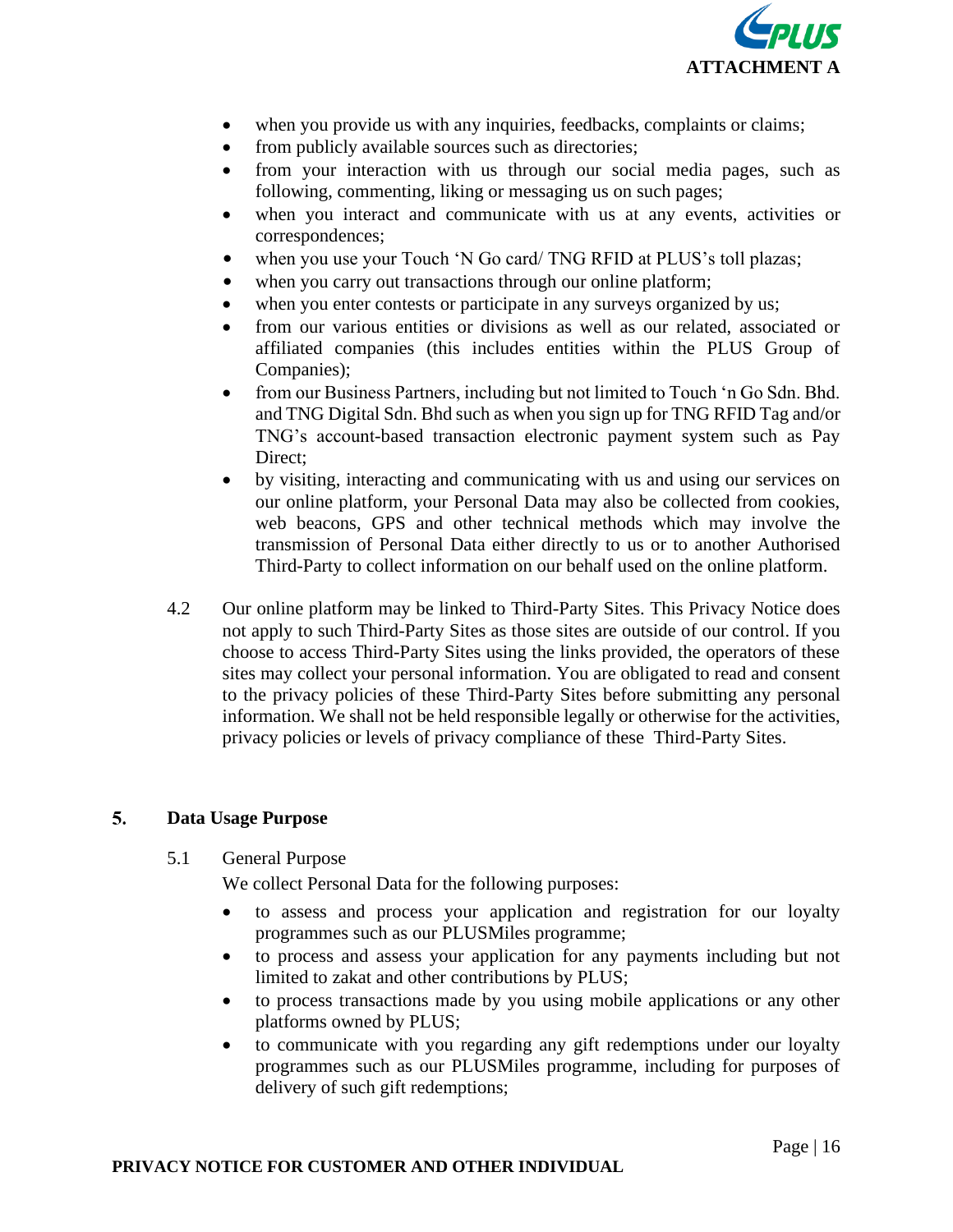- when you provide us with any inquiries, feedbacks, complaints or claims;
- from publicly available sources such as directories;
- from your interaction with us through our social media pages, such as following, commenting, liking or messaging us on such pages;
- when you interact and communicate with us at any events, activities or correspondences;
- when you use your Touch 'N Go card/ TNG RFID at PLUS's toll plazas;
- when you carry out transactions through our online platform;
- when you enter contests or participate in any surveys organized by us;
- from our various entities or divisions as well as our related, associated or affiliated companies (this includes entities within the PLUS Group of Companies);
- from our Business Partners, including but not limited to Touch 'n Go Sdn. Bhd. and TNG Digital Sdn. Bhd such as when you sign up for TNG RFID Tag and/or TNG's account-based transaction electronic payment system such as Pay Direct;
- by visiting, interacting and communicating with us and using our services on our online platform, your Personal Data may also be collected from cookies, web beacons, GPS and other technical methods which may involve the transmission of Personal Data either directly to us or to another Authorised Third-Party to collect information on our behalf used on the online platform.

4.2 Our online platform may be linked to Third-Party Sites. This Privacy Notice does not apply to such Third-Party Sites as those sites are outside of our control. If you choose to access Third-Party Sites using the links provided, the operators of these sites may collect your personal information. You are obligated to read and consent to the privacy policies of these Third-Party Sites before submitting any personal information. We shall not be held responsible legally or otherwise for the activities, privacy policies or levels of privacy compliance of these Third-Party Sites.

## 5. Data Usage Purpose

5.1 General Purpose

We collect Personal Data for the following purposes:

- to assess and process your application and registration for our loyalty programmes such as our PLUSMiles programme;
- to process and assess your application for any payments including but not limited to zakat and other contributions by PLUS;
- to process transactions made by you using mobile applications or any other platforms owned by PLUS;
- to communicate with you regarding any gift redemptions under our loyalty programmes such as our PLUSMiles programme, including for purposes of delivery of such gift redemptions;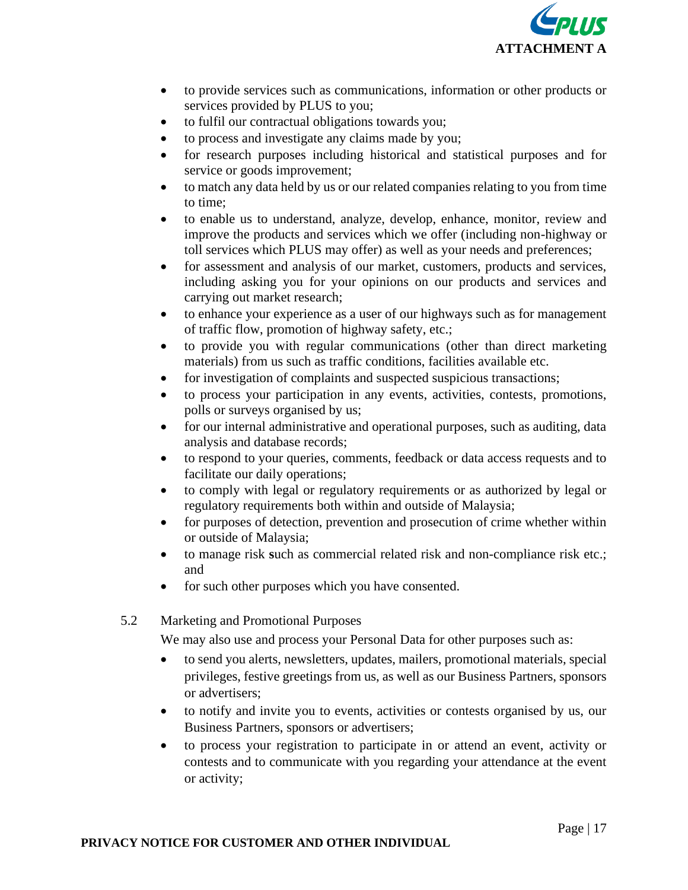- to provide services such as communications, information or other products or services provided by PLUS to you;
- to fulfil our contractual obligations towards you;
- to process and investigate any claims made by you;
- for research purposes including historical and statistical purposes and for service or goods improvement;
- to match any data held by us or our related companies relating to you from time to time;
- to enable us to understand, analyze, develop, enhance, monitor, review and improve the products and services which we offer (including non-highway or toll services which PLUS may offer) as well as your needs and preferences;
- for assessment and analysis of our market, customers, products and services, including asking you for your opinions on our products and services and carrying out market research;
- to enhance your experience as a user of our highways such as for management of traffic flow, promotion of highway safety, etc.;
- to provide you with regular communications (other than direct marketing materials) from us such as traffic conditions, facilities available etc.
- for investigation of complaints and suspected suspicious transactions;
- to process your participation in any events, activities, contests, promotions, polls or surveys organised by us;
- for our internal administrative and operational purposes, such as auditing, data analysis and database records;
- to respond to your queries, comments, feedback or data access requests and to facilitate our daily operations;
- to comply with legal or regulatory requirements or as authorized by legal or regulatory requirements both within and outside of Malaysia;
- for purposes of detection, prevention and prosecution of crime whether within or outside of Malaysia;
- to manage risk such as commercial related risk and non-compliance risk etc.; and
- for such other purposes which you have consented.

5.2 Marketing and Promotional Purposes

We may also use and process your Personal Data for other purposes such as:

- to send you alerts, newsletters, updates, mailers, promotional materials, special privileges, festive greetings from us, as well as our Business Partners, sponsors or advertisers;
- to notify and invite you to events, activities or contests organised by us, our Business Partners, sponsors or advertisers;
- to process your registration to participate in or attend an event, activity or contests and to communicate with you regarding your attendance at the event or activity;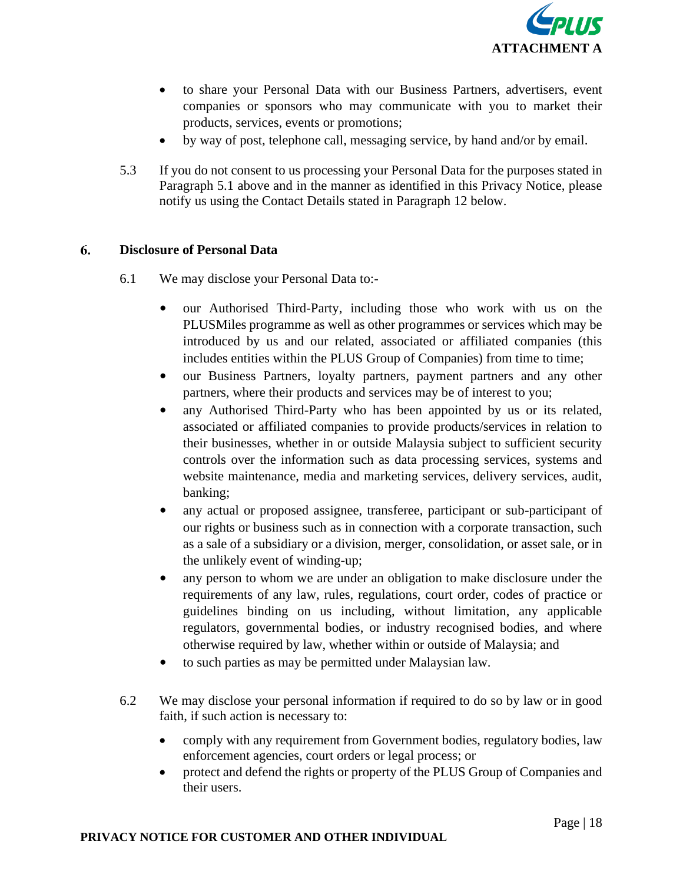- to share your Personal Data with our Business Partners, advertisers, event companies or sponsors who may communicate with you to market their products, services, events or promotions;
- by way of post, telephone call, messaging service, by hand and/or by email.

5.3 If you do not consent to us processing your Personal Data for the purposes stated in Paragraph 5.1 above and in the manner as identified in this Privacy Notice, please notify us using the Contact Details stated in Paragraph 12 below.

## 6. Disclosure of Personal Data

6.1 We may disclose your Personal Data to:-

- our Authorised Third-Party, including those who work with us on the PLUSMiles programme as well as other programmes or services which may be introduced by us and our related, associated or affiliated companies (this includes entities within the PLUS Group of Companies) from time to time;
- our Business Partners, loyalty partners, payment partners and any other partners, where their products and services may be of interest to you;
- any Authorised Third-Party who has been appointed by us or its related, associated or affiliated companies to provide products/services in relation to their businesses, whether in or outside Malaysia subject to sufficient security controls over the information such as data processing services, systems and website maintenance, media and marketing services, delivery services, audit, banking;
- any actual or proposed assignee, transferee, participant or sub-participant of our rights or business such as in connection with a corporate transaction, such as a sale of a subsidiary or a division, merger, consolidation, or asset sale, or in the unlikely event of winding-up;
- any person to whom we are under an obligation to make disclosure under the requirements of any law, rules, regulations, court order, codes of practice or guidelines binding on us including, without limitation, any applicable regulators, governmental bodies, or industry recognised bodies, and where otherwise required by law, whether within or outside of Malaysia; and
- to such parties as may be permitted under Malaysian law.

6.2 We may disclose your personal information if required to do so by law or in good faith, if such action is necessary to:

- comply with any requirement from Government bodies, regulatory bodies, law enforcement agencies, court orders or legal process; or
- protect and defend the rights or property of the PLUS Group of Companies and their users.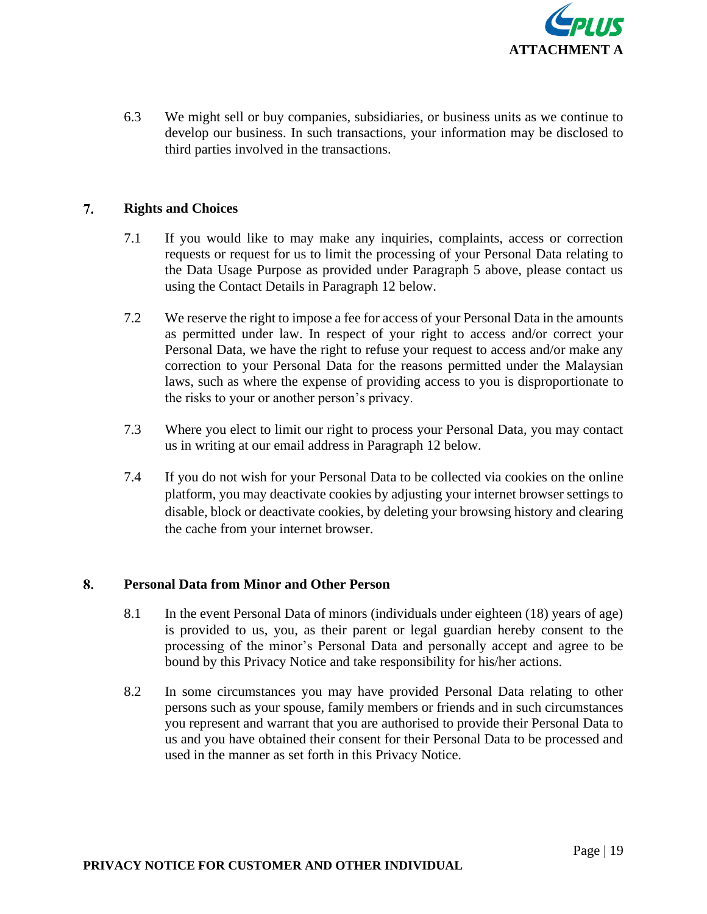6.3 We might sell or buy companies, subsidiaries, or business units as we continue to develop our business. In such transactions, your information may be disclosed to third parties involved in the transactions.

## 7. Rights and Choices

7.1 If you would like to may make any inquiries, complaints, access or correction requests or request for us to limit the processing of your Personal Data relating to the Data Usage Purpose as provided under Paragraph 5 above, please contact us using the Contact Details in Paragraph 12 below.

7.2 We reserve the right to impose a fee for access of your Personal Data in the amounts as permitted under law. In respect of your right to access and/or correct your Personal Data, we have the right to refuse your request to access and/or make any correction to your Personal Data for the reasons permitted under the Malaysian laws, such as where the expense of providing access to you is disproportionate to the risks to your or another person's privacy.

7.3 Where you elect to limit our right to process your Personal Data, you may contact us in writing at our email address in Paragraph 12 below.

7.4 If you do not wish for your Personal Data to be collected via cookies on the online platform, you may deactivate cookies by adjusting your internet browser settings to disable, block or deactivate cookies, by deleting your browsing history and clearing the cache from your internet browser.

## 8. Personal Data from Minor and Other Person

8.1 In the event Personal Data of minors (individuals under eighteen (18) years of age) is provided to us, you, as their parent or legal guardian hereby consent to the processing of the minor's Personal Data and personally accept and agree to be bound by this Privacy Notice and take responsibility for his/her actions.

8.2 In some circumstances you may have provided Personal Data relating to other persons such as your spouse, family members or friends and in such circumstances you represent and warrant that you are authorised to provide their Personal Data to us and you have obtained their consent for their Personal Data to be processed and used in the manner as set forth in this Privacy Notice.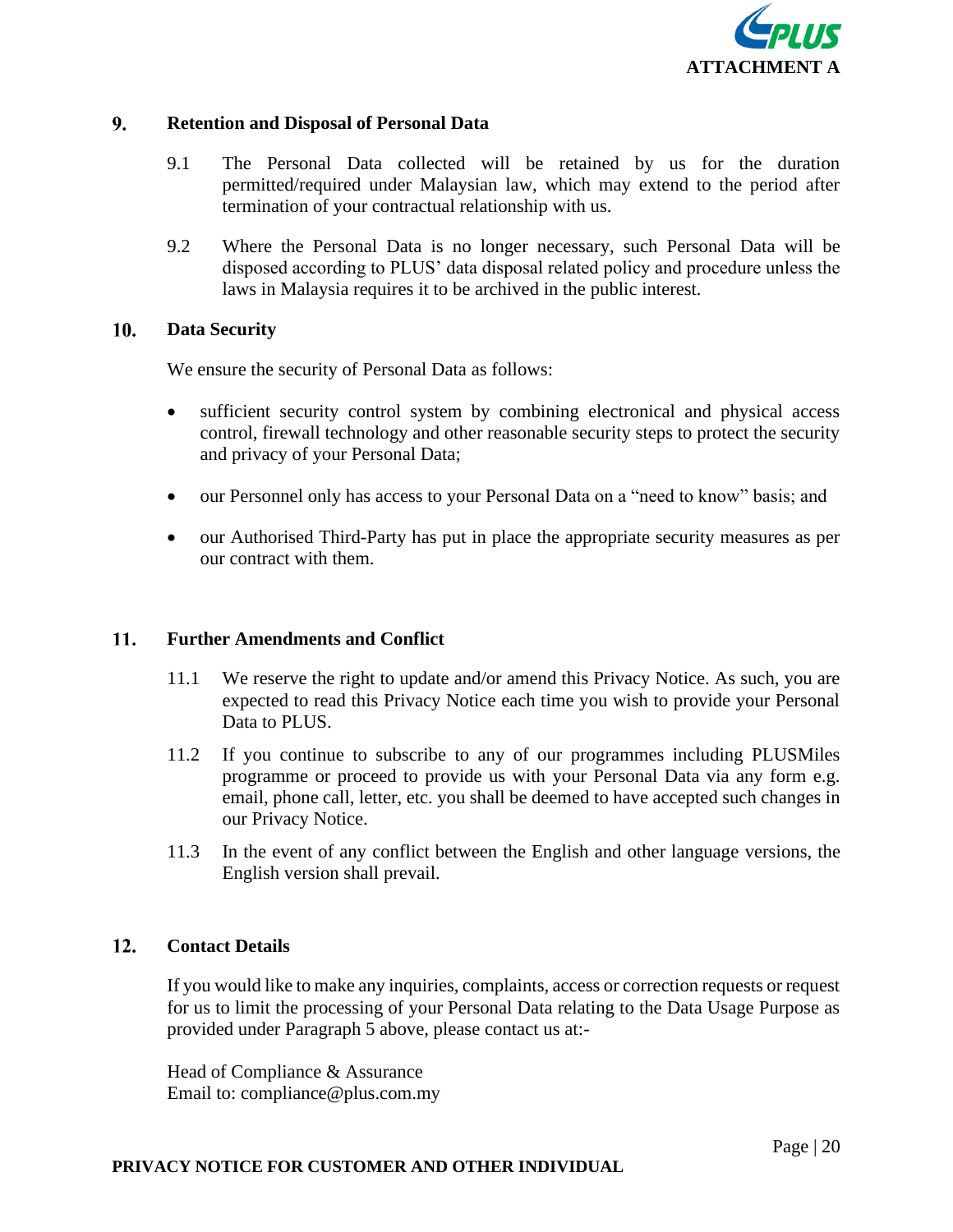## 9. Retention and Disposal of Personal Data

9.1 The Personal Data collected will be retained by us for the duration permitted/required under Malaysian law, which may extend to the period after termination of your contractual relationship with us.

9.2 Where the Personal Data is no longer necessary, such Personal Data will be disposed according to PLUS' data disposal related policy and procedure unless the laws in Malaysia requires it to be archived in the public interest.

## 10. Data Security

We ensure the security of Personal Data as follows:

- sufficient security control system by combining electronical and physical access control, firewall technology and other reasonable security steps to protect the security and privacy of your Personal Data;
- our Personnel only has access to your Personal Data on a "need to know" basis; and
- our Authorised Third-Party has put in place the appropriate security measures as per our contract with them.

## 11. Further Amendments and Conflict

11.1 We reserve the right to update and/or amend this Privacy Notice. As such, you are expected to read this Privacy Notice each time you wish to provide your Personal Data to PLUS.

11.2 If you continue to subscribe to any of our programmes including PLUSMiles programme or proceed to provide us with your Personal Data via any form e.g. email, phone call, letter, etc. you shall be deemed to have accepted such changes in our Privacy Notice.

11.3 In the event of any conflict between the English and other language versions, the English version shall prevail.

## 12. Contact Details

If you would like to make any inquiries, complaints, access or correction requests or request for us to limit the processing of your Personal Data relating to the Data Usage Purpose as provided under Paragraph 5 above, please contact us at:-

Head of Compliance & Assurance
Email to: compliance@plus.com.my